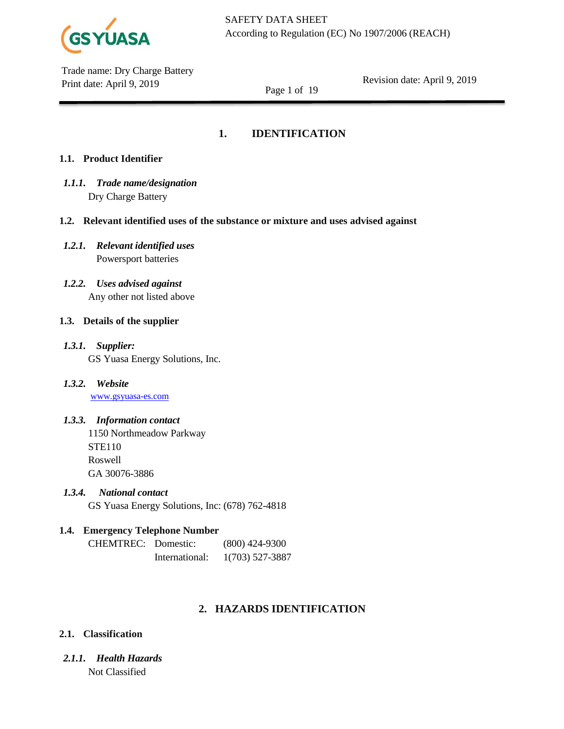## 1. IDENTIFICATION

### 1.1. Product Identifier

***1.1.1. Trade name/designation***

Dry Charge Battery

### 1.2. Relevant identified uses of the substance or mixture and uses advised against

***1.2.1. Relevant identified uses***

Powersport batteries

***1.2.2. Uses advised against***

Any other not listed above

### 1.3. Details of the supplier

***1.3.1. Supplier:***

GS Yuasa Energy Solutions, Inc.

***1.3.2. Website***

www.gsyuasa-es.com

***1.3.3. Information contact***

1150 Northmeadow Parkway
STE110
Roswell
GA 30076-3886

***1.3.4. National contact***

GS Yuasa Energy Solutions, Inc: (678) 762-4818

### 1.4. Emergency Telephone Number

| | | |
|---|---|---|
| CHEMTREC: | Domestic: | (800) 424-9300 |
| | International: | 1(703) 527-3887 |

## 2. HAZARDS IDENTIFICATION

### 2.1. Classification

***2.1.1. Health Hazards***

Not Classified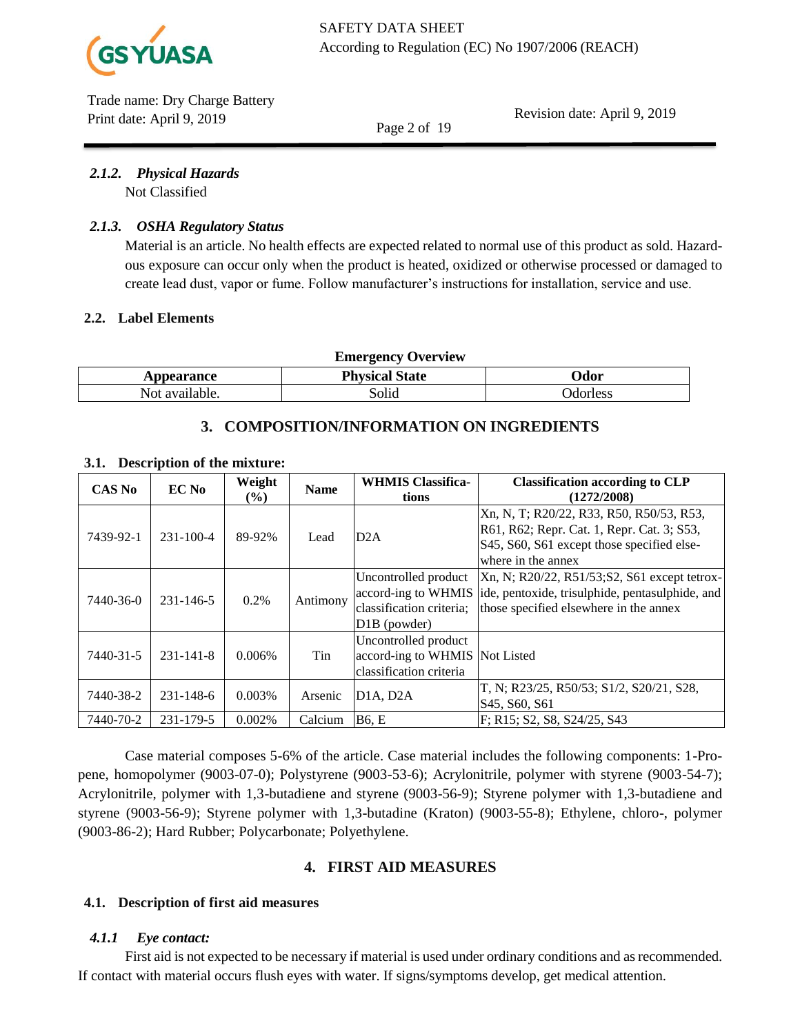#### 2.1.2. *Physical Hazards*

Not Classified

#### 2.1.3. *OSHA Regulatory Status*

Material is an article. No health effects are expected related to normal use of this product as sold. Hazardous exposure can occur only when the product is heated, oxidized or otherwise processed or damaged to create lead dust, vapor or fume. Follow manufacturer's instructions for installation, service and use.

### 2.2. Label Elements

**Emergency Overview**

| Appearance | Physical State | Odor |
|---|---|---|
| Not available. | Solid | Odorless |

## 3. COMPOSITION/INFORMATION ON INGREDIENTS

### 3.1. Description of the mixture:

| CAS No | EC No | Weight (%) | Name | WHMIS Classifications | Classification according to CLP (1272/2008) |
|---|---|---|---|---|---|
| 7439-92-1 | 231-100-4 | 89-92% | Lead | D2A | Xn, N, T; R20/22, R33, R50, R50/53, R53, R61, R62; Repr. Cat. 1, Repr. Cat. 3; S53, S45, S60, S61 except those specified elsewhere in the annex |
| 7440-36-0 | 231-146-5 | 0.2% | Antimony | Uncontrolled product accord-ing to WHMIS classification criteria; D1B (powder) | Xn, N; R20/22, R51/53;S2, S61 except tetroxide, pentoxide, trisulphide, pentasulphide, and those specified elsewhere in the annex |
| 7440-31-5 | 231-141-8 | 0.006% | Tin | Uncontrolled product accord-ing to WHMIS classification criteria | Not Listed |
| 7440-38-2 | 231-148-6 | 0.003% | Arsenic | D1A, D2A | T, N; R23/25, R50/53; S1/2, S20/21, S28, S45, S60, S61 |
| 7440-70-2 | 231-179-5 | 0.002% | Calcium | B6, E | F; R15; S2, S8, S24/25, S43 |

Case material composes 5-6% of the article. Case material includes the following components: 1-Propene, homopolymer (9003-07-0); Polystyrene (9003-53-6); Acrylonitrile, polymer with styrene (9003-54-7); Acrylonitrile, polymer with 1,3-butadiene and styrene (9003-56-9); Styrene polymer with 1,3-butadiene and styrene (9003-56-9); Styrene polymer with 1,3-butadine (Kraton) (9003-55-8); Ethylene, chloro-, polymer (9003-86-2); Hard Rubber; Polycarbonate; Polyethylene.

## 4. FIRST AID MEASURES

### 4.1. Description of first aid measures

#### 4.1.1 *Eye contact:*

First aid is not expected to be necessary if material is used under ordinary conditions and as recommended. If contact with material occurs flush eyes with water. If signs/symptoms develop, get medical attention.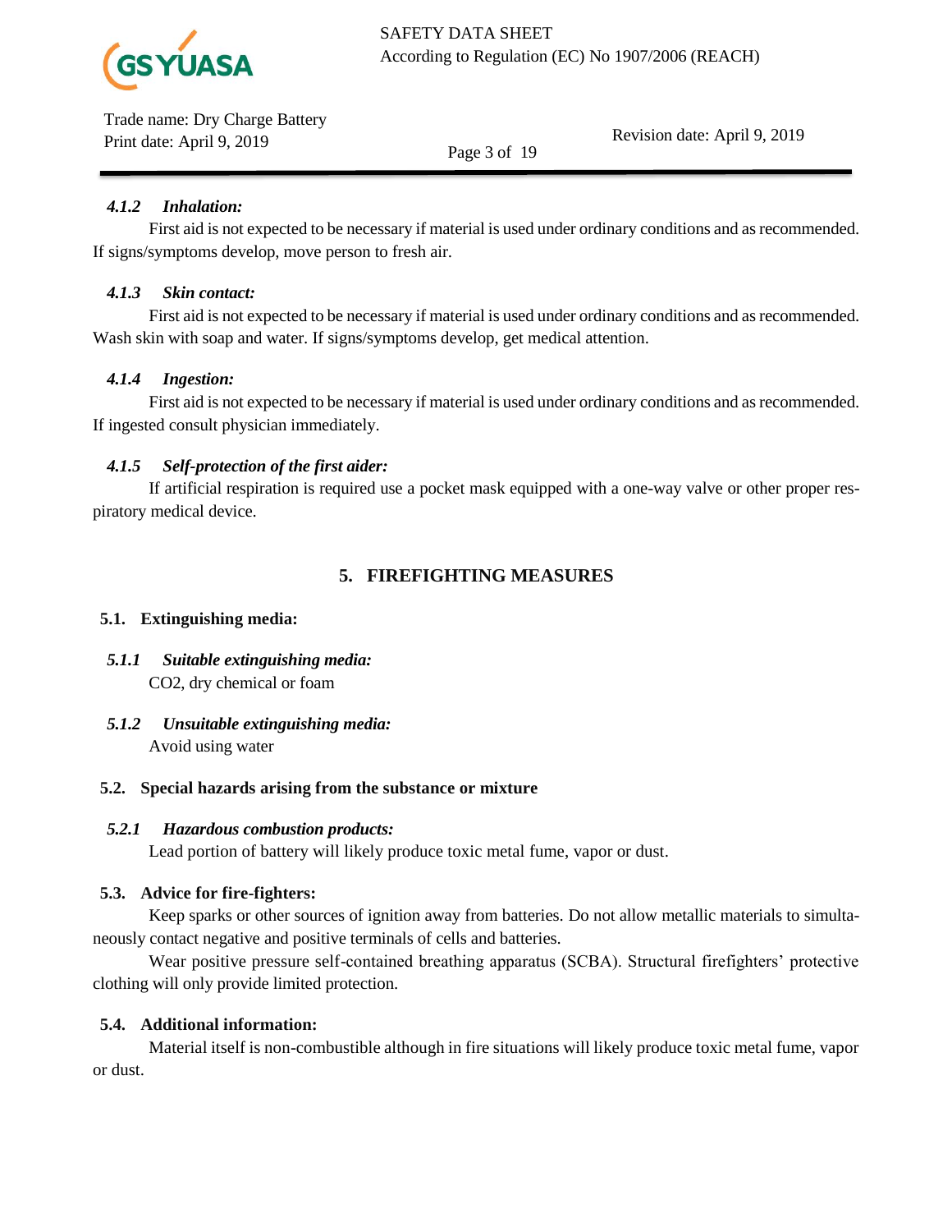#### *4.1.2 Inhalation:*

First aid is not expected to be necessary if material is used under ordinary conditions and as recommended. If signs/symptoms develop, move person to fresh air.

#### *4.1.3 Skin contact:*

First aid is not expected to be necessary if material is used under ordinary conditions and as recommended. Wash skin with soap and water. If signs/symptoms develop, get medical attention.

#### *4.1.4 Ingestion:*

First aid is not expected to be necessary if material is used under ordinary conditions and as recommended. If ingested consult physician immediately.

#### *4.1.5 Self-protection of the first aider:*

If artificial respiration is required use a pocket mask equipped with a one-way valve or other proper respiratory medical device.

## 5. FIREFIGHTING MEASURES

### 5.1. Extinguishing media:

#### *5.1.1 Suitable extinguishing media:*

CO2, dry chemical or foam

#### *5.1.2 Unsuitable extinguishing media:*

Avoid using water

### 5.2. Special hazards arising from the substance or mixture

#### *5.2.1 Hazardous combustion products:*

Lead portion of battery will likely produce toxic metal fume, vapor or dust.

### 5.3. Advice for fire-fighters:

Keep sparks or other sources of ignition away from batteries. Do not allow metallic materials to simultaneously contact negative and positive terminals of cells and batteries.

Wear positive pressure self-contained breathing apparatus (SCBA). Structural firefighters' protective clothing will only provide limited protection.

### 5.4. Additional information:

Material itself is non-combustible although in fire situations will likely produce toxic metal fume, vapor or dust.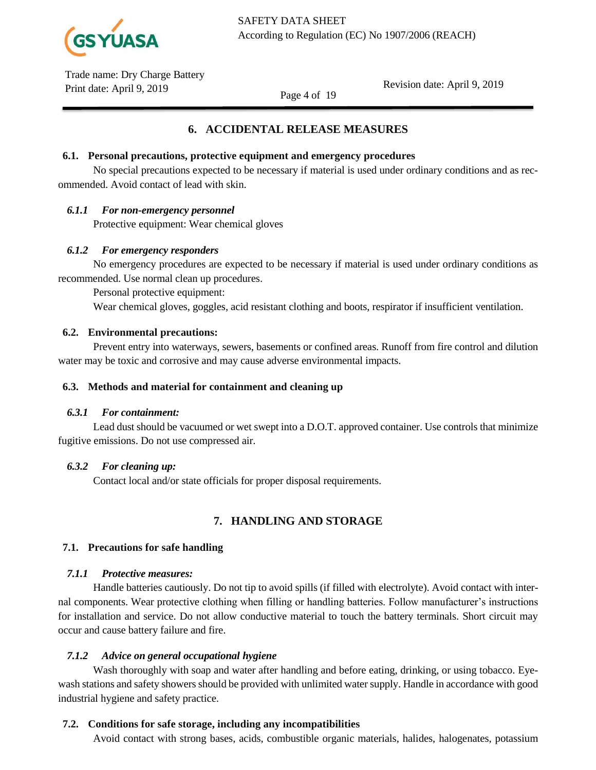## 6. ACCIDENTAL RELEASE MEASURES

### 6.1. Personal precautions, protective equipment and emergency procedures

No special precautions expected to be necessary if material is used under ordinary conditions and as recommended. Avoid contact of lead with skin.

#### *6.1.1 For non-emergency personnel*

Protective equipment: Wear chemical gloves

#### *6.1.2 For emergency responders*

No emergency procedures are expected to be necessary if material is used under ordinary conditions as recommended. Use normal clean up procedures.

Personal protective equipment:

Wear chemical gloves, goggles, acid resistant clothing and boots, respirator if insufficient ventilation.

### 6.2. Environmental precautions:

Prevent entry into waterways, sewers, basements or confined areas. Runoff from fire control and dilution water may be toxic and corrosive and may cause adverse environmental impacts.

### 6.3. Methods and material for containment and cleaning up

#### *6.3.1 For containment:*

Lead dust should be vacuumed or wet swept into a D.O.T. approved container. Use controls that minimize fugitive emissions. Do not use compressed air.

#### *6.3.2 For cleaning up:*

Contact local and/or state officials for proper disposal requirements.

## 7. HANDLING AND STORAGE

### 7.1. Precautions for safe handling

#### *7.1.1 Protective measures:*

Handle batteries cautiously. Do not tip to avoid spills (if filled with electrolyte). Avoid contact with internal components. Wear protective clothing when filling or handling batteries. Follow manufacturer's instructions for installation and service. Do not allow conductive material to touch the battery terminals. Short circuit may occur and cause battery failure and fire.

#### *7.1.2 Advice on general occupational hygiene*

Wash thoroughly with soap and water after handling and before eating, drinking, or using tobacco. Eyewash stations and safety showers should be provided with unlimited water supply. Handle in accordance with good industrial hygiene and safety practice.

### 7.2. Conditions for safe storage, including any incompatibilities

Avoid contact with strong bases, acids, combustible organic materials, halides, halogenates, potassium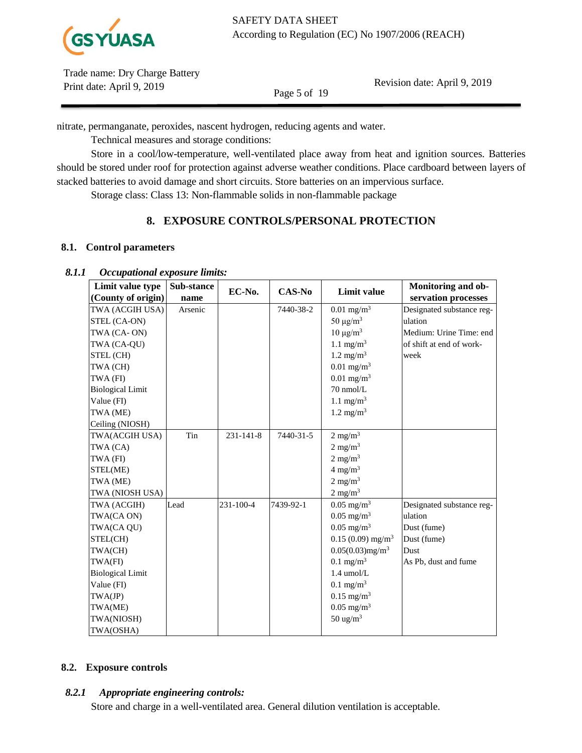nitrate, permanganate, peroxides, nascent hydrogen, reducing agents and water.

Technical measures and storage conditions:

Store in a cool/low-temperature, well-ventilated place away from heat and ignition sources. Batteries should be stored under roof for protection against adverse weather conditions. Place cardboard between layers of stacked batteries to avoid damage and short circuits. Store batteries on an impervious surface.

Storage class: Class 13: Non-flammable solids in non-flammable package

## 8. EXPOSURE CONTROLS/PERSONAL PROTECTION

### 8.1. Control parameters

#### *8.1.1 Occupational exposure limits:*

| Limit value type (County of origin) | Sub-stance name | EC-No. | CAS-No | Limit value | Monitoring and ob-servation processes |
|---|---|---|---|---|---|
| TWA (ACGIH USA)<br>STEL (CA-ON)<br>TWA (CA- ON)<br>TWA (CA-QU)<br>STEL (CH)<br>TWA (CH)<br>TWA (FI)<br>Biological Limit Value (FI)<br>TWA (ME)<br>Ceiling (NIOSH) | Arsenic | | 7440-38-2 | 0.01 mg/m³<br>50 µg/m³<br>10 µg/m³<br>1.1 mg/m³<br>1.2 mg/m³<br>0.01 mg/m³<br>0.01 mg/m³<br>70 nmol/L<br>1.1 mg/m³<br>1.2 mg/m³ | Designated substance regulation<br>Medium: Urine Time: end of shift at end of work-week |
| TWA(ACGIH USA)<br>TWA (CA)<br>TWA (FI)<br>STEL(ME)<br>TWA (ME)<br>TWA (NIOSH USA) | Tin | 231-141-8 | 7440-31-5 | 2 mg/m³<br>2 mg/m³<br>2 mg/m³<br>4 mg/m³<br>2 mg/m³<br>2 mg/m³ | |
| TWA (ACGIH)<br>TWA(CA ON)<br>TWA(CA QU)<br>STEL(CH)<br>TWA(CH)<br>TWA(FI)<br>Biological Limit Value (FI)<br>TWA(JP)<br>TWA(ME)<br>TWA(NIOSH)<br>TWA(OSHA) | Lead | 231-100-4 | 7439-92-1 | 0.05 mg/m³<br>0.05 mg/m³<br>0.05 mg/m³<br>0.15 (0.09) mg/m³<br>0.05(0.03)mg/m³<br>0.1 mg/m³<br>1.4 umol/L<br>0.1 mg/m³<br>0.15 mg/m³<br>0.05 mg/m³<br>50 ug/m³ | Designated substance regulation<br>Dust (fume)<br>Dust (fume)<br>Dust<br>As Pb, dust and fume |

### 8.2. Exposure controls

#### *8.2.1 Appropriate engineering controls:*

Store and charge in a well-ventilated area. General dilution ventilation is acceptable.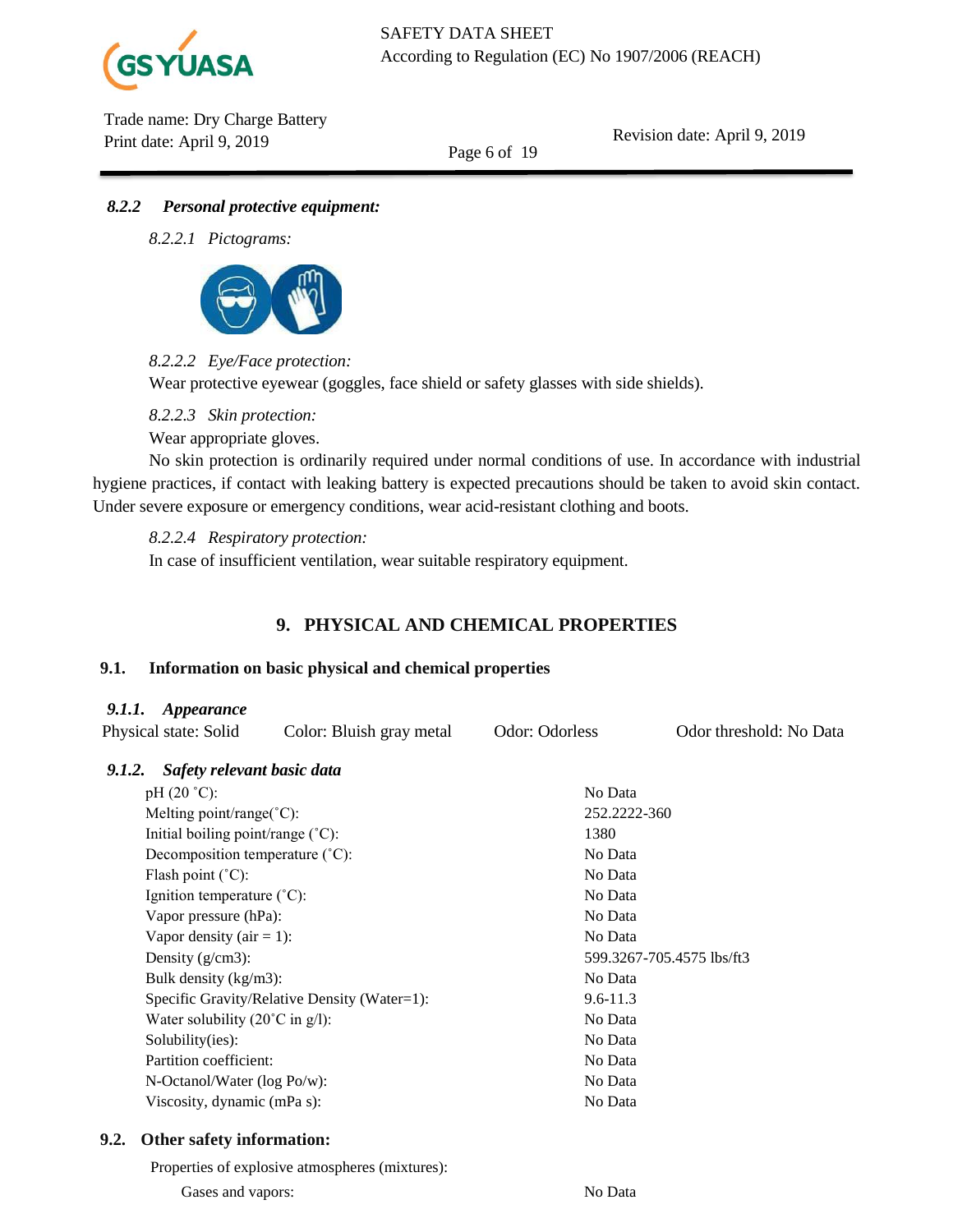#### *8.2.2 Personal protective equipment:*

*8.2.2.1 Pictograms:*

*8.2.2.2 Eye/Face protection:*

Wear protective eyewear (goggles, face shield or safety glasses with side shields).

*8.2.2.3 Skin protection:*

Wear appropriate gloves.

No skin protection is ordinarily required under normal conditions of use. In accordance with industrial hygiene practices, if contact with leaking battery is expected precautions should be taken to avoid skin contact. Under severe exposure or emergency conditions, wear acid-resistant clothing and boots.

*8.2.2.4 Respiratory protection:*

In case of insufficient ventilation, wear suitable respiratory equipment.

## 9. PHYSICAL AND CHEMICAL PROPERTIES

### 9.1. Information on basic physical and chemical properties

#### *9.1.1. Appearance*

Physical state: Solid  Color: Bluish gray metal  Odor: Odorless  Odor threshold: No Data

#### *9.1.2. Safety relevant basic data*

| | |
|---|---|
| pH (20 ˚C): | No Data |
| Melting point/range(˚C): | 252.2222-360 |
| Initial boiling point/range (˚C): | 1380 |
| Decomposition temperature (˚C): | No Data |
| Flash point (˚C): | No Data |
| Ignition temperature (˚C): | No Data |
| Vapor pressure (hPa): | No Data |
| Vapor density (air = 1): | No Data |
| Density (g/cm3): | 599.3267-705.4575 lbs/ft3 |
| Bulk density (kg/m3): | No Data |
| Specific Gravity/Relative Density (Water=1): | 9.6-11.3 |
| Water solubility (20˚C in g/l): | No Data |
| Solubility(ies): | No Data |
| Partition coefficient: | No Data |
| N-Octanol/Water (log Po/w): | No Data |
| Viscosity, dynamic (mPa s): | No Data |

### 9.2. Other safety information:

Properties of explosive atmospheres (mixtures):

| | |
|---|---|
| Gases and vapors: | No Data |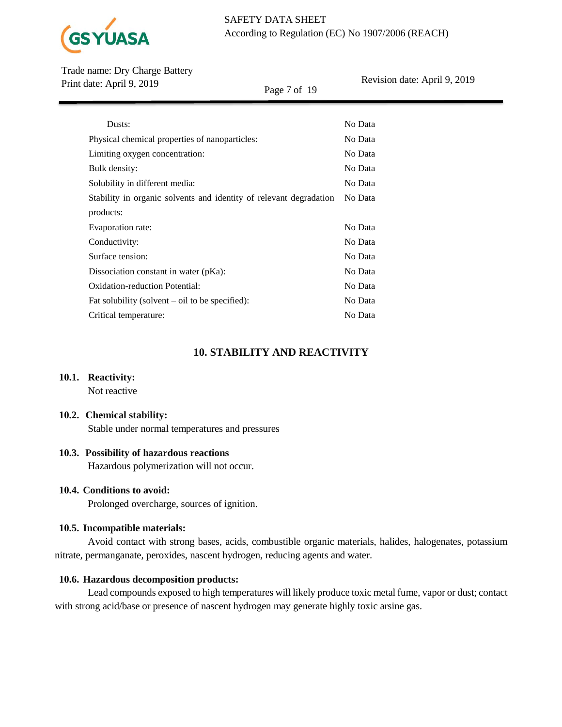| | |
|---|---|
| Dusts: | No Data |
| Physical chemical properties of nanoparticles: | No Data |
| Limiting oxygen concentration: | No Data |
| Bulk density: | No Data |
| Solubility in different media: | No Data |
| Stability in organic solvents and identity of relevant degradation products: | No Data |
| Evaporation rate: | No Data |
| Conductivity: | No Data |
| Surface tension: | No Data |
| Dissociation constant in water (pKa): | No Data |
| Oxidation-reduction Potential: | No Data |
| Fat solubility (solvent – oil to be specified): | No Data |
| Critical temperature: | No Data |

## 10. STABILITY AND REACTIVITY

### 10.1. Reactivity:

Not reactive

### 10.2. Chemical stability:

Stable under normal temperatures and pressures

### 10.3. Possibility of hazardous reactions

Hazardous polymerization will not occur.

### 10.4. Conditions to avoid:

Prolonged overcharge, sources of ignition.

### 10.5. Incompatible materials:

Avoid contact with strong bases, acids, combustible organic materials, halides, halogenates, potassium nitrate, permanganate, peroxides, nascent hydrogen, reducing agents and water.

### 10.6. Hazardous decomposition products:

Lead compounds exposed to high temperatures will likely produce toxic metal fume, vapor or dust; contact with strong acid/base or presence of nascent hydrogen may generate highly toxic arsine gas.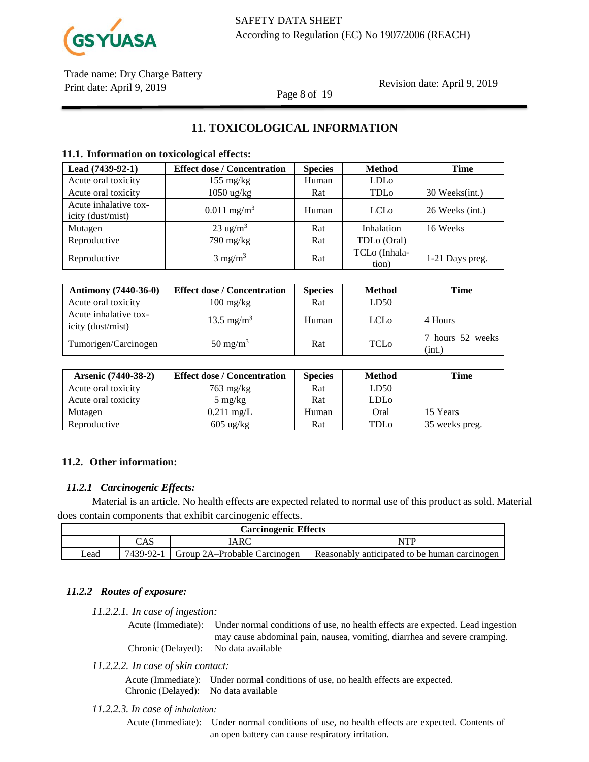## 11. TOXICOLOGICAL INFORMATION

### 11.1. Information on toxicological effects:

| Lead (7439-92-1) | Effect dose / Concentration | Species | Method | Time |
|---|---|---|---|---|
| Acute oral toxicity | 155 mg/kg | Human | LDLo | |
| Acute oral toxicity | 1050 ug/kg | Rat | TDLo | 30 Weeks(int.) |
| Acute inhalative toxicity (dust/mist) | 0.011 mg/m$^3$ | Human | LCLo | 26 Weeks (int.) |
| Mutagen | 23 ug/m$^3$ | Rat | Inhalation | 16 Weeks |
| Reproductive | 790 mg/kg | Rat | TDLo (Oral) | |
| Reproductive | 3 mg/m$^3$ | Rat | TCLo (Inhalation) | 1-21 Days preg. |

| Antimony (7440-36-0) | Effect dose / Concentration | Species | Method | Time |
|---|---|---|---|---|
| Acute oral toxicity | 100 mg/kg | Rat | LD50 | |
| Acute inhalative toxicity (dust/mist) | 13.5 mg/m$^3$ | Human | LCLo | 4 Hours |
| Tumorigen/Carcinogen | 50 mg/m$^3$ | Rat | TCLo | 7 hours 52 weeks (int.) |

| Arsenic (7440-38-2) | Effect dose / Concentration | Species | Method | Time |
|---|---|---|---|---|
| Acute oral toxicity | 763 mg/kg | Rat | LD50 | |
| Acute oral toxicity | 5 mg/kg | Rat | LDLo | |
| Mutagen | 0.211 mg/L | Human | Oral | 15 Years |
| Reproductive | 605 ug/kg | Rat | TDLo | 35 weeks preg. |

### 11.2. Other information:

#### *11.2.1 Carcinogenic Effects:*

Material is an article. No health effects are expected related to normal use of this product as sold. Material does contain components that exhibit carcinogenic effects.

| Carcinogenic Effects | | | |
|---|---|---|---|
| | CAS | IARC | NTP |
| Lead | 7439-92-1 | Group 2A–Probable Carcinogen | Reasonably anticipated to be human carcinogen |

#### *11.2.2 Routes of exposure:*

*11.2.2.1. In case of ingestion:*

Acute (Immediate): Under normal conditions of use, no health effects are expected. Lead ingestion may cause abdominal pain, nausea, vomiting, diarrhea and severe cramping.

Chronic (Delayed): No data available

*11.2.2.2. In case of skin contact:*

Acute (Immediate): Under normal conditions of use, no health effects are expected.

Chronic (Delayed): No data available

*11.2.2.3. In case of inhalation:*

Acute (Immediate): Under normal conditions of use, no health effects are expected. Contents of an open battery can cause respiratory irritation.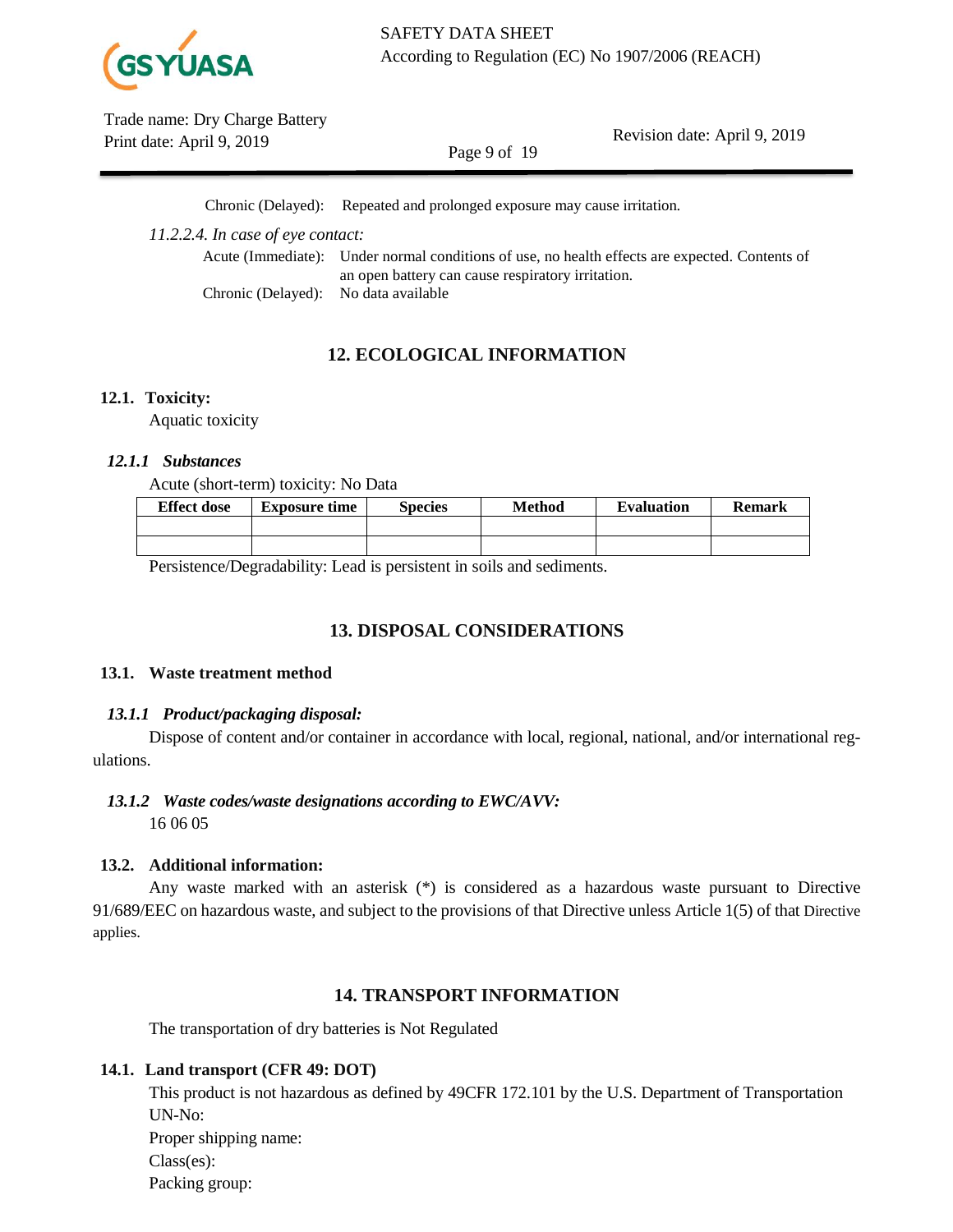Chronic (Delayed): Repeated and prolonged exposure may cause irritation.

*11.2.2.4. In case of eye contact:*

Acute (Immediate): Under normal conditions of use, no health effects are expected. Contents of an open battery can cause respiratory irritation.

Chronic (Delayed): No data available

## 12. ECOLOGICAL INFORMATION

**12.1. Toxicity:**

Aquatic toxicity

***12.1.1 Substances***

Acute (short-term) toxicity: No Data

| Effect dose | Exposure time | Species | Method | Evaluation | Remark |
| --- | --- | --- | --- | --- | --- |
| | | | | | |
| | | | | | |

Persistence/Degradability: Lead is persistent in soils and sediments.

## 13. DISPOSAL CONSIDERATIONS

**13.1. Waste treatment method**

***13.1.1 Product/packaging disposal:***

Dispose of content and/or container in accordance with local, regional, national, and/or international regulations.

***13.1.2 Waste codes/waste designations according to EWC/AVV:***

16 06 05

**13.2. Additional information:**

Any waste marked with an asterisk (*) is considered as a hazardous waste pursuant to Directive 91/689/EEC on hazardous waste, and subject to the provisions of that Directive unless Article 1(5) of that Directive applies.

## 14. TRANSPORT INFORMATION

The transportation of dry batteries is Not Regulated

**14.1. Land transport (CFR 49: DOT)**

This product is not hazardous as defined by 49CFR 172.101 by the U.S. Department of Transportation

UN-No:

Proper shipping name:

Class(es):

Packing group: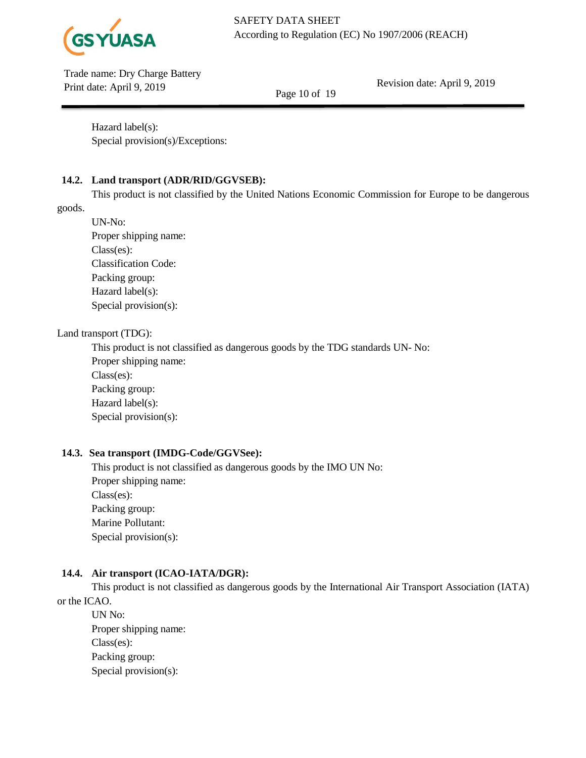Hazard label(s):

Special provision(s)/Exceptions:

### 14.2. Land transport (ADR/RID/GGVSEB):

This product is not classified by the United Nations Economic Commission for Europe to be dangerous goods.

UN-No:

Proper shipping name:

Class(es):

Classification Code:

Packing group:

Hazard label(s):

Special provision(s):

Land transport (TDG):

This product is not classified as dangerous goods by the TDG standards UN- No:

Proper shipping name:

Class(es):

Packing group:

Hazard label(s):

Special provision(s):

### 14.3. Sea transport (IMDG-Code/GGVSee):

This product is not classified as dangerous goods by the IMO UN No:

Proper shipping name:

Class(es):

Packing group:

Marine Pollutant:

Special provision(s):

### 14.4. Air transport (ICAO-IATA/DGR):

This product is not classified as dangerous goods by the International Air Transport Association (IATA) or the ICAO.

UN No:

Proper shipping name:

Class(es):

Packing group:

Special provision(s):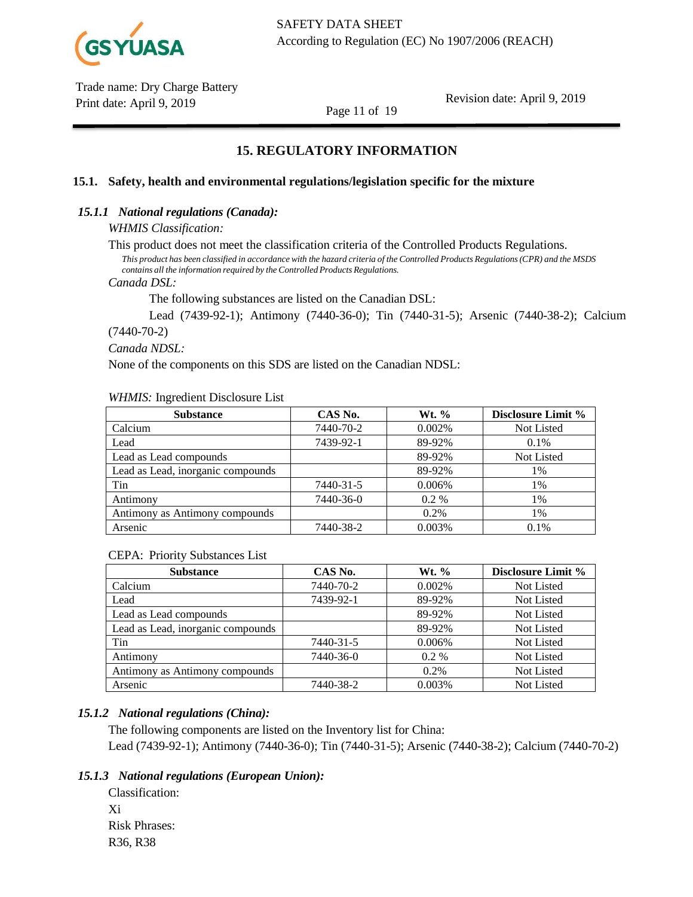## 15. REGULATORY INFORMATION

### 15.1. Safety, health and environmental regulations/legislation specific for the mixture

#### *15.1.1 National regulations (Canada):*

*WHMIS Classification:*

This product does not meet the classification criteria of the Controlled Products Regulations.

*This product has been classified in accordance with the hazard criteria of the Controlled Products Regulations (CPR) and the MSDS contains all the information required by the Controlled Products Regulations.*

*Canada DSL:*

The following substances are listed on the Canadian DSL:

Lead (7439-92-1); Antimony (7440-36-0); Tin (7440-31-5); Arsenic (7440-38-2); Calcium (7440-70-2)

*Canada NDSL:*

None of the components on this SDS are listed on the Canadian NDSL:

*WHMIS:* Ingredient Disclosure List

| Substance | CAS No. | Wt. % | Disclosure Limit % |
|---|---|---|---|
| Calcium | 7440-70-2 | 0.002% | Not Listed |
| Lead | 7439-92-1 | 89-92% | 0.1% |
| Lead as Lead compounds | | 89-92% | Not Listed |
| Lead as Lead, inorganic compounds | | 89-92% | 1% |
| Tin | 7440-31-5 | 0.006% | 1% |
| Antimony | 7440-36-0 | 0.2 % | 1% |
| Antimony as Antimony compounds | | 0.2% | 1% |
| Arsenic | 7440-38-2 | 0.003% | 0.1% |

CEPA: Priority Substances List

| Substance | CAS No. | Wt. % | Disclosure Limit % |
|---|---|---|---|
| Calcium | 7440-70-2 | 0.002% | Not Listed |
| Lead | 7439-92-1 | 89-92% | Not Listed |
| Lead as Lead compounds | | 89-92% | Not Listed |
| Lead as Lead, inorganic compounds | | 89-92% | Not Listed |
| Tin | 7440-31-5 | 0.006% | Not Listed |
| Antimony | 7440-36-0 | 0.2 % | Not Listed |
| Antimony as Antimony compounds | | 0.2% | Not Listed |
| Arsenic | 7440-38-2 | 0.003% | Not Listed |

#### *15.1.2 National regulations (China):*

The following components are listed on the Inventory list for China:

Lead (7439-92-1); Antimony (7440-36-0); Tin (7440-31-5); Arsenic (7440-38-2); Calcium (7440-70-2)

#### *15.1.3 National regulations (European Union):*

Classification:

Xi

Risk Phrases:

R36, R38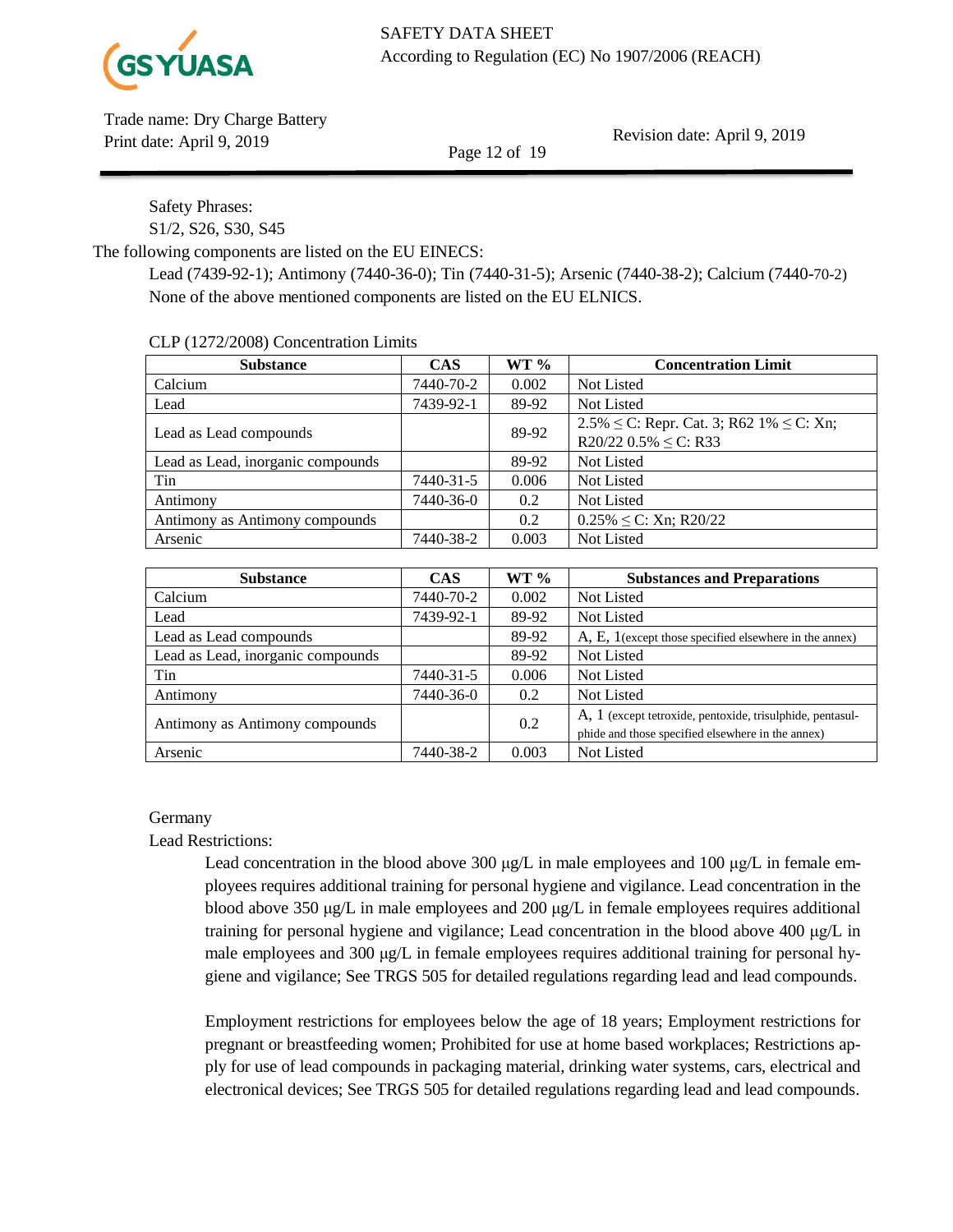Safety Phrases:

S1/2, S26, S30, S45

The following components are listed on the EU EINECS:

Lead (7439-92-1); Antimony (7440-36-0); Tin (7440-31-5); Arsenic (7440-38-2); Calcium (7440-70-2)

None of the above mentioned components are listed on the EU ELNICS.

CLP (1272/2008) Concentration Limits

| Substance | CAS | WT % | Concentration Limit |
|---|---|---|---|
| Calcium | 7440-70-2 | 0.002 | Not Listed |
| Lead | 7439-92-1 | 89-92 | Not Listed |
| Lead as Lead compounds | | 89-92 | 2.5% ≤ C: Repr. Cat. 3; R62 1% ≤ C: Xn; R20/22 0.5% ≤ C: R33 |
| Lead as Lead, inorganic compounds | | 89-92 | Not Listed |
| Tin | 7440-31-5 | 0.006 | Not Listed |
| Antimony | 7440-36-0 | 0.2 | Not Listed |
| Antimony as Antimony compounds | | 0.2 | 0.25% ≤ C: Xn; R20/22 |
| Arsenic | 7440-38-2 | 0.003 | Not Listed |

| Substance | CAS | WT % | Substances and Preparations |
|---|---|---|---|
| Calcium | 7440-70-2 | 0.002 | Not Listed |
| Lead | 7439-92-1 | 89-92 | Not Listed |
| Lead as Lead compounds | | 89-92 | A, E, 1(except those specified elsewhere in the annex) |
| Lead as Lead, inorganic compounds | | 89-92 | Not Listed |
| Tin | 7440-31-5 | 0.006 | Not Listed |
| Antimony | 7440-36-0 | 0.2 | Not Listed |
| Antimony as Antimony compounds | | 0.2 | A, 1 (except tetroxide, pentoxide, trisulphide, pentasulphide and those specified elsewhere in the annex) |
| Arsenic | 7440-38-2 | 0.003 | Not Listed |

Germany

Lead Restrictions:

Lead concentration in the blood above 300 μg/L in male employees and 100 μg/L in female employees requires additional training for personal hygiene and vigilance. Lead concentration in the blood above 350 μg/L in male employees and 200 μg/L in female employees requires additional training for personal hygiene and vigilance; Lead concentration in the blood above 400 μg/L in male employees and 300 μg/L in female employees requires additional training for personal hygiene and vigilance; See TRGS 505 for detailed regulations regarding lead and lead compounds.

Employment restrictions for employees below the age of 18 years; Employment restrictions for pregnant or breastfeeding women; Prohibited for use at home based workplaces; Restrictions apply for use of lead compounds in packaging material, drinking water systems, cars, electrical and electronical devices; See TRGS 505 for detailed regulations regarding lead and lead compounds.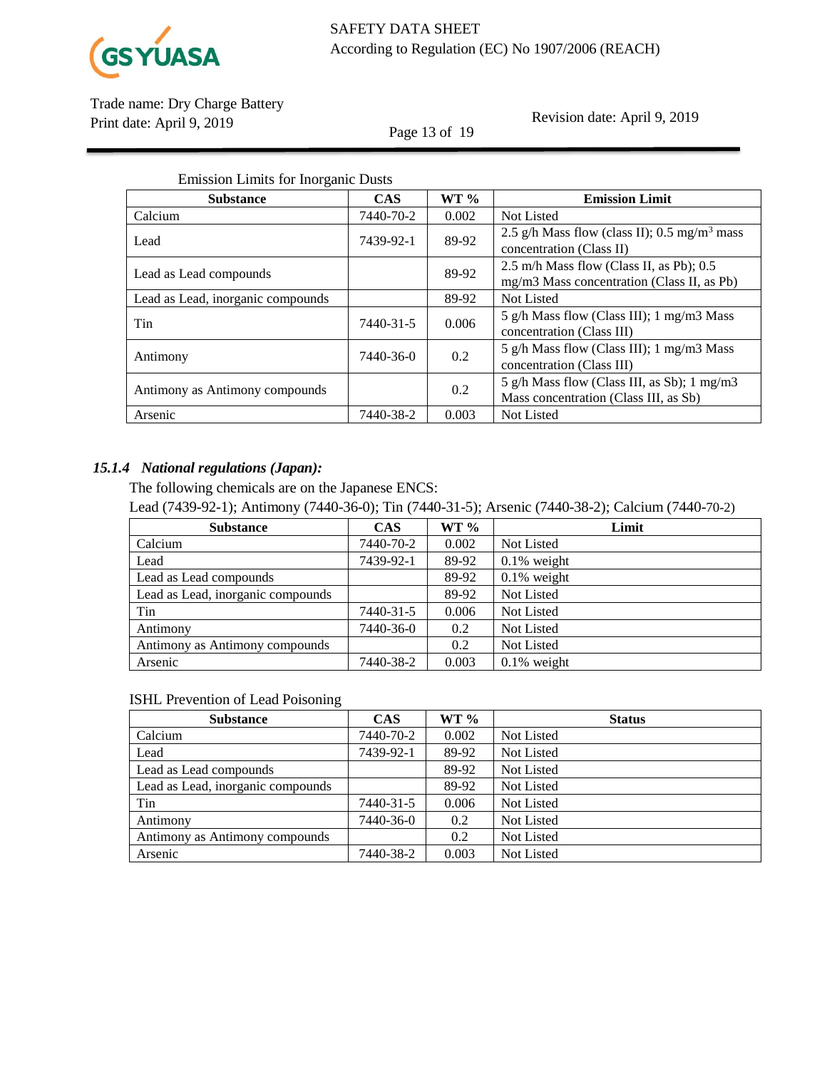Emission Limits for Inorganic Dusts

| Substance | CAS | WT % | Emission Limit |
|---|---|---|---|
| Calcium | 7440-70-2 | 0.002 | Not Listed |
| Lead | 7439-92-1 | 89-92 | 2.5 g/h Mass flow (class II); 0.5 mg/$m^3$ mass concentration (Class II) |
| Lead as Lead compounds | | 89-92 | 2.5 m/h Mass flow (Class II, as Pb); 0.5 mg/m3 Mass concentration (Class II, as Pb) |
| Lead as Lead, inorganic compounds | | 89-92 | Not Listed |
| Tin | 7440-31-5 | 0.006 | 5 g/h Mass flow (Class III); 1 mg/m3 Mass concentration (Class III) |
| Antimony | 7440-36-0 | 0.2 | 5 g/h Mass flow (Class III); 1 mg/m3 Mass concentration (Class III) |
| Antimony as Antimony compounds | | 0.2 | 5 g/h Mass flow (Class III, as Sb); 1 mg/m3 Mass concentration (Class III, as Sb) |
| Arsenic | 7440-38-2 | 0.003 | Not Listed |

### *15.1.4 National regulations (Japan):*

The following chemicals are on the Japanese ENCS:

Lead (7439-92-1); Antimony (7440-36-0); Tin (7440-31-5); Arsenic (7440-38-2); Calcium (7440-70-2)

| Substance | CAS | WT % | Limit |
|---|---|---|---|
| Calcium | 7440-70-2 | 0.002 | Not Listed |
| Lead | 7439-92-1 | 89-92 | 0.1% weight |
| Lead as Lead compounds | | 89-92 | 0.1% weight |
| Lead as Lead, inorganic compounds | | 89-92 | Not Listed |
| Tin | 7440-31-5 | 0.006 | Not Listed |
| Antimony | 7440-36-0 | 0.2 | Not Listed |
| Antimony as Antimony compounds | | 0.2 | Not Listed |
| Arsenic | 7440-38-2 | 0.003 | 0.1% weight |

ISHL Prevention of Lead Poisoning

| Substance | CAS | WT % | Status |
|---|---|---|---|
| Calcium | 7440-70-2 | 0.002 | Not Listed |
| Lead | 7439-92-1 | 89-92 | Not Listed |
| Lead as Lead compounds | | 89-92 | Not Listed |
| Lead as Lead, inorganic compounds | | 89-92 | Not Listed |
| Tin | 7440-31-5 | 0.006 | Not Listed |
| Antimony | 7440-36-0 | 0.2 | Not Listed |
| Antimony as Antimony compounds | | 0.2 | Not Listed |
| Arsenic | 7440-38-2 | 0.003 | Not Listed |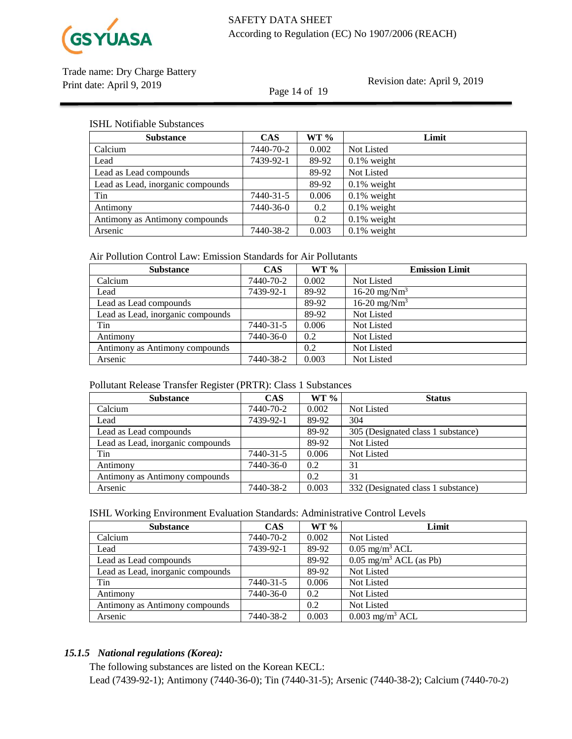ISHL Notifiable Substances

| Substance | CAS | WT % | Limit |
|---|---|---|---|
| Calcium | 7440-70-2 | 0.002 | Not Listed |
| Lead | 7439-92-1 | 89-92 | 0.1% weight |
| Lead as Lead compounds | | 89-92 | Not Listed |
| Lead as Lead, inorganic compounds | | 89-92 | 0.1% weight |
| Tin | 7440-31-5 | 0.006 | 0.1% weight |
| Antimony | 7440-36-0 | 0.2 | 0.1% weight |
| Antimony as Antimony compounds | | 0.2 | 0.1% weight |
| Arsenic | 7440-38-2 | 0.003 | 0.1% weight |

Air Pollution Control Law: Emission Standards for Air Pollutants

| Substance | CAS | WT % | Emission Limit |
|---|---|---|---|
| Calcium | 7440-70-2 | 0.002 | Not Listed |
| Lead | 7439-92-1 | 89-92 | 16-20 mg/Nm$^3$ |
| Lead as Lead compounds | | 89-92 | 16-20 mg/Nm$^3$ |
| Lead as Lead, inorganic compounds | | 89-92 | Not Listed |
| Tin | 7440-31-5 | 0.006 | Not Listed |
| Antimony | 7440-36-0 | 0.2 | Not Listed |
| Antimony as Antimony compounds | | 0.2 | Not Listed |
| Arsenic | 7440-38-2 | 0.003 | Not Listed |

Pollutant Release Transfer Register (PRTR): Class 1 Substances

| Substance | CAS | WT % | Status |
|---|---|---|---|
| Calcium | 7440-70-2 | 0.002 | Not Listed |
| Lead | 7439-92-1 | 89-92 | 304 |
| Lead as Lead compounds | | 89-92 | 305 (Designated class 1 substance) |
| Lead as Lead, inorganic compounds | | 89-92 | Not Listed |
| Tin | 7440-31-5 | 0.006 | Not Listed |
| Antimony | 7440-36-0 | 0.2 | 31 |
| Antimony as Antimony compounds | | 0.2 | 31 |
| Arsenic | 7440-38-2 | 0.003 | 332 (Designated class 1 substance) |

ISHL Working Environment Evaluation Standards: Administrative Control Levels

| Substance | CAS | WT % | Limit |
|---|---|---|---|
| Calcium | 7440-70-2 | 0.002 | Not Listed |
| Lead | 7439-92-1 | 89-92 | 0.05 mg/m$^3$ ACL |
| Lead as Lead compounds | | 89-92 | 0.05 mg/m$^3$ ACL (as Pb) |
| Lead as Lead, inorganic compounds | | 89-92 | Not Listed |
| Tin | 7440-31-5 | 0.006 | Not Listed |
| Antimony | 7440-36-0 | 0.2 | Not Listed |
| Antimony as Antimony compounds | | 0.2 | Not Listed |
| Arsenic | 7440-38-2 | 0.003 | 0.003 mg/m$^3$ ACL |

### *15.1.5 National regulations (Korea):*

The following substances are listed on the Korean KECL:
Lead (7439-92-1); Antimony (7440-36-0); Tin (7440-31-5); Arsenic (7440-38-2); Calcium (7440-70-2)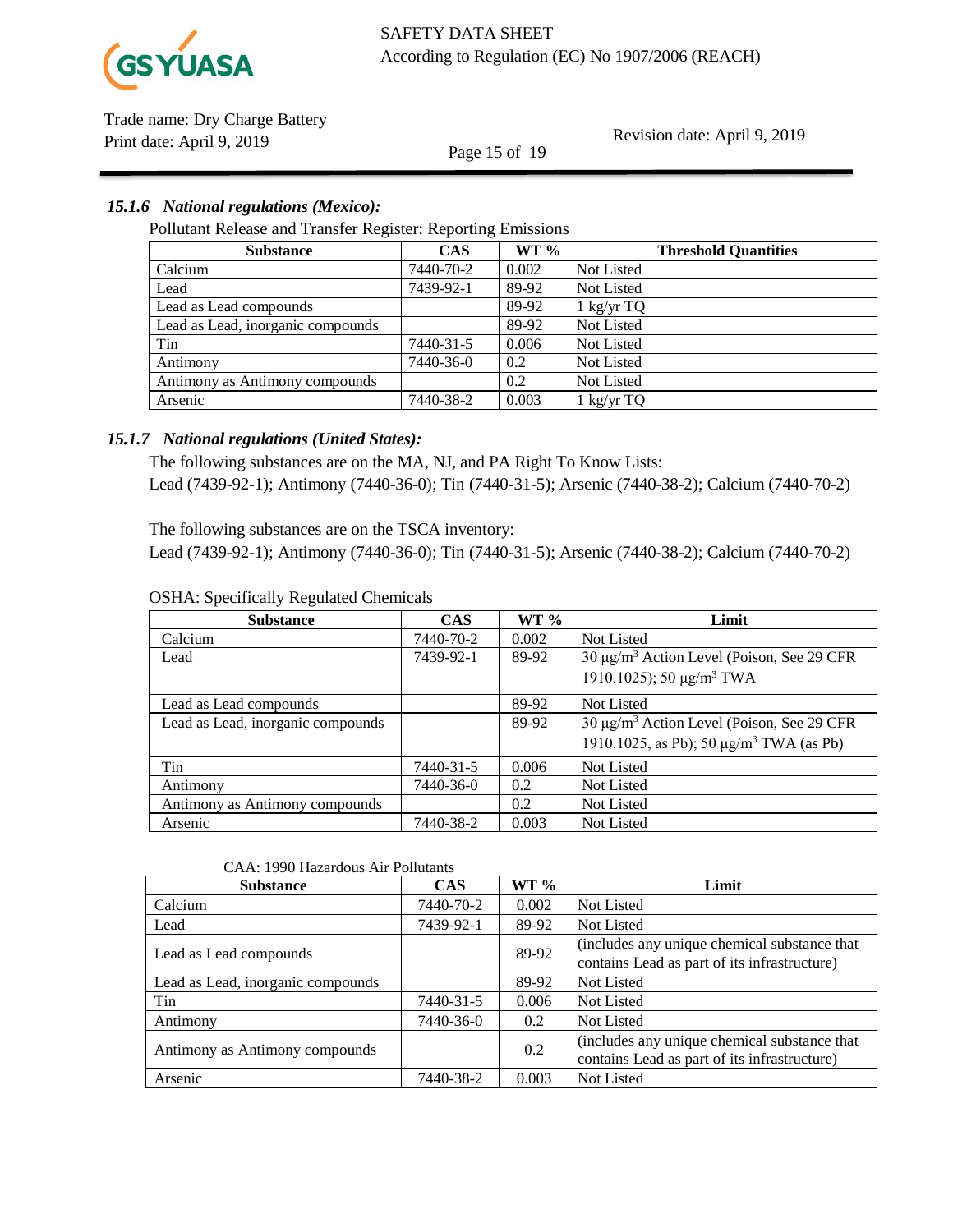### *15.1.6 National regulations (Mexico):*

Pollutant Release and Transfer Register: Reporting Emissions

| Substance | CAS | WT % | Threshold Quantities |
|---|---|---|---|
| Calcium | 7440-70-2 | 0.002 | Not Listed |
| Lead | 7439-92-1 | 89-92 | Not Listed |
| Lead as Lead compounds | | 89-92 | 1 kg/yr TQ |
| Lead as Lead, inorganic compounds | | 89-92 | Not Listed |
| Tin | 7440-31-5 | 0.006 | Not Listed |
| Antimony | 7440-36-0 | 0.2 | Not Listed |
| Antimony as Antimony compounds | | 0.2 | Not Listed |
| Arsenic | 7440-38-2 | 0.003 | 1 kg/yr TQ |

### *15.1.7 National regulations (United States):*

The following substances are on the MA, NJ, and PA Right To Know Lists:
Lead (7439-92-1); Antimony (7440-36-0); Tin (7440-31-5); Arsenic (7440-38-2); Calcium (7440-70-2)

The following substances are on the TSCA inventory:
Lead (7439-92-1); Antimony (7440-36-0); Tin (7440-31-5); Arsenic (7440-38-2); Calcium (7440-70-2)

OSHA: Specifically Regulated Chemicals

| Substance | CAS | WT % | Limit |
|---|---|---|---|
| Calcium | 7440-70-2 | 0.002 | Not Listed |
| Lead | 7439-92-1 | 89-92 | 30 µg/m³ Action Level (Poison, See 29 CFR 1910.1025); 50 µg/m³ TWA |
| Lead as Lead compounds | | 89-92 | Not Listed |
| Lead as Lead, inorganic compounds | | 89-92 | 30 µg/m³ Action Level (Poison, See 29 CFR 1910.1025, as Pb); 50 µg/m³ TWA (as Pb) |
| Tin | 7440-31-5 | 0.006 | Not Listed |
| Antimony | 7440-36-0 | 0.2 | Not Listed |
| Antimony as Antimony compounds | | 0.2 | Not Listed |
| Arsenic | 7440-38-2 | 0.003 | Not Listed |

CAA: 1990 Hazardous Air Pollutants

| Substance | CAS | WT % | Limit |
|---|---|---|---|
| Calcium | 7440-70-2 | 0.002 | Not Listed |
| Lead | 7439-92-1 | 89-92 | Not Listed |
| Lead as Lead compounds | | 89-92 | (includes any unique chemical substance that contains Lead as part of its infrastructure) |
| Lead as Lead, inorganic compounds | | 89-92 | Not Listed |
| Tin | 7440-31-5 | 0.006 | Not Listed |
| Antimony | 7440-36-0 | 0.2 | Not Listed |
| Antimony as Antimony compounds | | 0.2 | (includes any unique chemical substance that contains Lead as part of its infrastructure) |
| Arsenic | 7440-38-2 | 0.003 | Not Listed |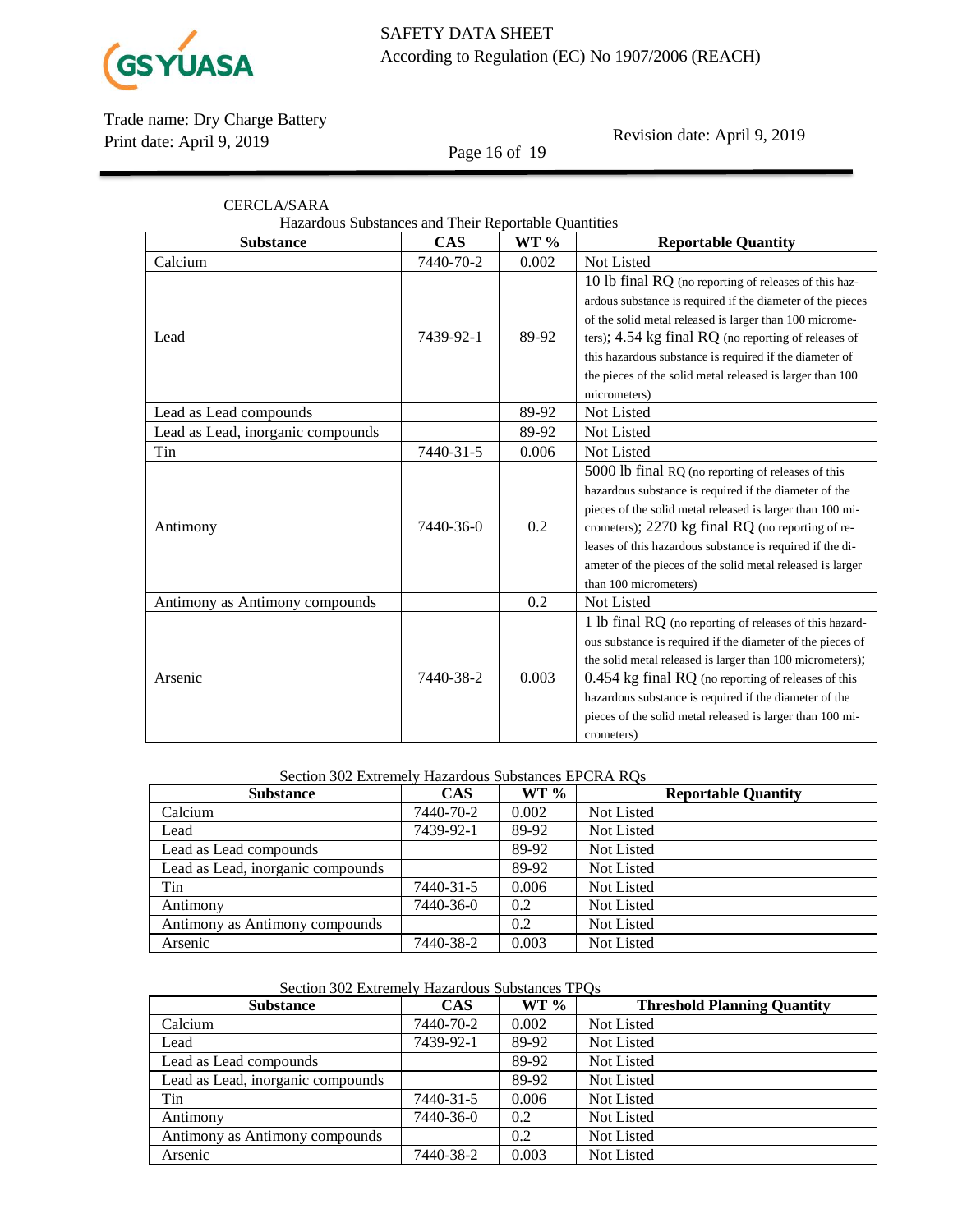CERCLA/SARA

Hazardous Substances and Their Reportable Quantities

| Substance | CAS | WT % | Reportable Quantity |
|---|---|---|---|
| Calcium | 7440-70-2 | 0.002 | Not Listed |
| Lead | 7439-92-1 | 89-92 | 10 lb final RQ (no reporting of releases of this hazardous substance is required if the diameter of the pieces of the solid metal released is larger than 100 micrometers); 4.54 kg final RQ (no reporting of releases of this hazardous substance is required if the diameter of the pieces of the solid metal released is larger than 100 micrometers) |
| Lead as Lead compounds | | 89-92 | Not Listed |
| Lead as Lead, inorganic compounds | | 89-92 | Not Listed |
| Tin | 7440-31-5 | 0.006 | Not Listed |
| Antimony | 7440-36-0 | 0.2 | 5000 lb final RQ (no reporting of releases of this hazardous substance is required if the diameter of the pieces of the solid metal released is larger than 100 micrometers); 2270 kg final RQ (no reporting of releases of this hazardous substance is required if the diameter of the pieces of the solid metal released is larger than 100 micrometers) |
| Antimony as Antimony compounds | | 0.2 | Not Listed |
| Arsenic | 7440-38-2 | 0.003 | 1 lb final RQ (no reporting of releases of this hazardous substance is required if the diameter of the pieces of the solid metal released is larger than 100 micrometers); 0.454 kg final RQ (no reporting of releases of this hazardous substance is required if the diameter of the pieces of the solid metal released is larger than 100 micrometers) |

Section 302 Extremely Hazardous Substances EPCRA RQs

| Substance | CAS | WT % | Reportable Quantity |
|---|---|---|---|
| Calcium | 7440-70-2 | 0.002 | Not Listed |
| Lead | 7439-92-1 | 89-92 | Not Listed |
| Lead as Lead compounds | | 89-92 | Not Listed |
| Lead as Lead, inorganic compounds | | 89-92 | Not Listed |
| Tin | 7440-31-5 | 0.006 | Not Listed |
| Antimony | 7440-36-0 | 0.2 | Not Listed |
| Antimony as Antimony compounds | | 0.2 | Not Listed |
| Arsenic | 7440-38-2 | 0.003 | Not Listed |

Section 302 Extremely Hazardous Substances TPQs

| Substance | CAS | WT % | Threshold Planning Quantity |
|---|---|---|---|
| Calcium | 7440-70-2 | 0.002 | Not Listed |
| Lead | 7439-92-1 | 89-92 | Not Listed |
| Lead as Lead compounds | | 89-92 | Not Listed |
| Lead as Lead, inorganic compounds | | 89-92 | Not Listed |
| Tin | 7440-31-5 | 0.006 | Not Listed |
| Antimony | 7440-36-0 | 0.2 | Not Listed |
| Antimony as Antimony compounds | | 0.2 | Not Listed |
| Arsenic | 7440-38-2 | 0.003 | Not Listed |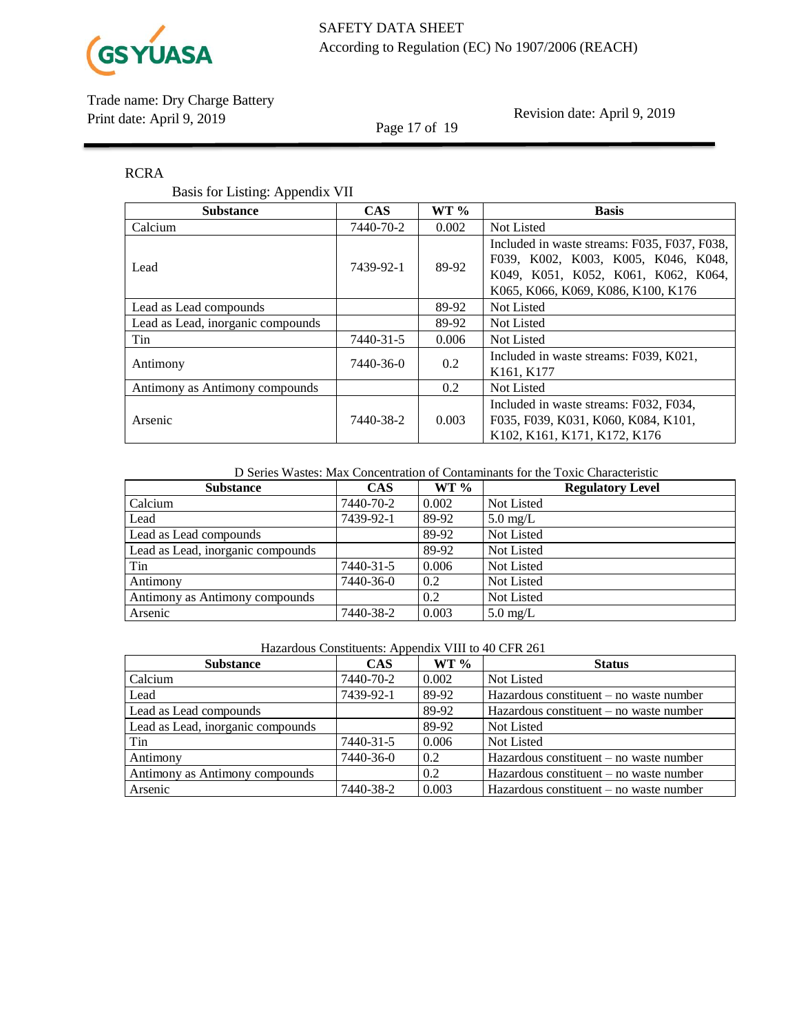RCRA

Basis for Listing: Appendix VII

| Substance | CAS | WT % | Basis |
|---|---|---|---|
| Calcium | 7440-70-2 | 0.002 | Not Listed |
| Lead | 7439-92-1 | 89-92 | Included in waste streams: F035, F037, F038, F039, K002, K003, K005, K046, K048, K049, K051, K052, K061, K062, K064, K065, K066, K069, K086, K100, K176 |
| Lead as Lead compounds | | 89-92 | Not Listed |
| Lead as Lead, inorganic compounds | | 89-92 | Not Listed |
| Tin | 7440-31-5 | 0.006 | Not Listed |
| Antimony | 7440-36-0 | 0.2 | Included in waste streams: F039, K021, K161, K177 |
| Antimony as Antimony compounds | | 0.2 | Not Listed |
| Arsenic | 7440-38-2 | 0.003 | Included in waste streams: F032, F034, F035, F039, K031, K060, K084, K101, K102, K161, K171, K172, K176 |

D Series Wastes: Max Concentration of Contaminants for the Toxic Characteristic

| Substance | CAS | WT % | Regulatory Level |
|---|---|---|---|
| Calcium | 7440-70-2 | 0.002 | Not Listed |
| Lead | 7439-92-1 | 89-92 | 5.0 mg/L |
| Lead as Lead compounds | | 89-92 | Not Listed |
| Lead as Lead, inorganic compounds | | 89-92 | Not Listed |
| Tin | 7440-31-5 | 0.006 | Not Listed |
| Antimony | 7440-36-0 | 0.2 | Not Listed |
| Antimony as Antimony compounds | | 0.2 | Not Listed |
| Arsenic | 7440-38-2 | 0.003 | 5.0 mg/L |

Hazardous Constituents: Appendix VIII to 40 CFR 261

| Substance | CAS | WT % | Status |
|---|---|---|---|
| Calcium | 7440-70-2 | 0.002 | Not Listed |
| Lead | 7439-92-1 | 89-92 | Hazardous constituent – no waste number |
| Lead as Lead compounds | | 89-92 | Hazardous constituent – no waste number |
| Lead as Lead, inorganic compounds | | 89-92 | Not Listed |
| Tin | 7440-31-5 | 0.006 | Not Listed |
| Antimony | 7440-36-0 | 0.2 | Hazardous constituent – no waste number |
| Antimony as Antimony compounds | | 0.2 | Hazardous constituent – no waste number |
| Arsenic | 7440-38-2 | 0.003 | Hazardous constituent – no waste number |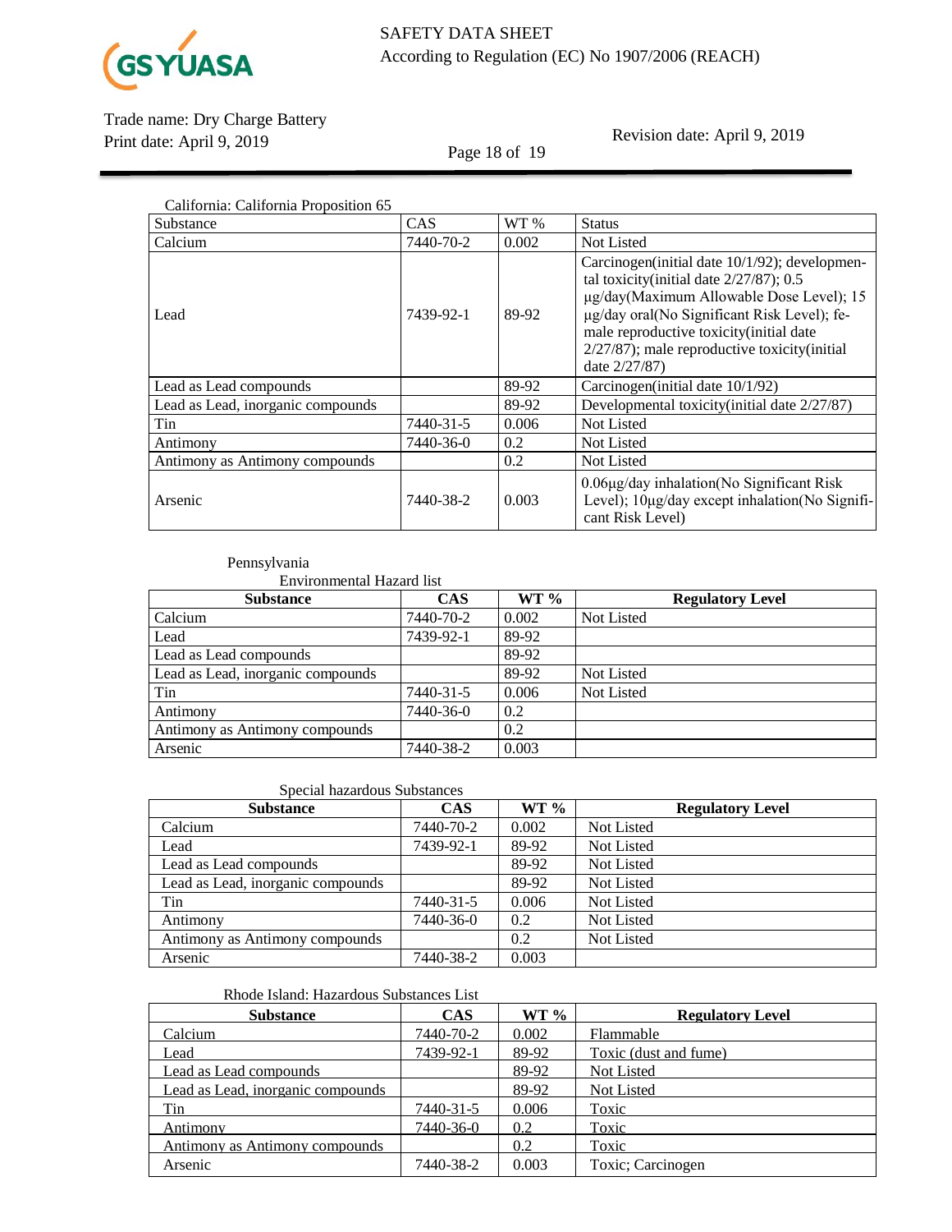California: California Proposition 65

| Substance | CAS | WT % | Status |
| --- | --- | --- | --- |
| Calcium | 7440-70-2 | 0.002 | Not Listed |
| Lead | 7439-92-1 | 89-92 | Carcinogen(initial date 10/1/92); developmental toxicity(initial date 2/27/87); 0.5 µg/day(Maximum Allowable Dose Level); 15 µg/day oral(No Significant Risk Level); female reproductive toxicity(initial date 2/27/87); male reproductive toxicity(initial date 2/27/87) |
| Lead as Lead compounds | | 89-92 | Carcinogen(initial date 10/1/92) |
| Lead as Lead, inorganic compounds | | 89-92 | Developmental toxicity(initial date 2/27/87) |
| Tin | 7440-31-5 | 0.006 | Not Listed |
| Antimony | 7440-36-0 | 0.2 | Not Listed |
| Antimony as Antimony compounds | | 0.2 | Not Listed |
| Arsenic | 7440-38-2 | 0.003 | 0.06µg/day inhalation(No Significant Risk Level); 10µg/day except inhalation(No Significant Risk Level) |

Pennsylvania

Environmental Hazard list

| Substance | CAS | WT % | Regulatory Level |
| --- | --- | --- | --- |
| Calcium | 7440-70-2 | 0.002 | Not Listed |
| Lead | 7439-92-1 | 89-92 | |
| Lead as Lead compounds | | 89-92 | |
| Lead as Lead, inorganic compounds | | 89-92 | Not Listed |
| Tin | 7440-31-5 | 0.006 | Not Listed |
| Antimony | 7440-36-0 | 0.2 | |
| Antimony as Antimony compounds | | 0.2 | |
| Arsenic | 7440-38-2 | 0.003 | |

Special hazardous Substances

| Substance | CAS | WT % | Regulatory Level |
| --- | --- | --- | --- |
| Calcium | 7440-70-2 | 0.002 | Not Listed |
| Lead | 7439-92-1 | 89-92 | Not Listed |
| Lead as Lead compounds | | 89-92 | Not Listed |
| Lead as Lead, inorganic compounds | | 89-92 | Not Listed |
| Tin | 7440-31-5 | 0.006 | Not Listed |
| Antimony | 7440-36-0 | 0.2 | Not Listed |
| Antimony as Antimony compounds | | 0.2 | Not Listed |
| Arsenic | 7440-38-2 | 0.003 | |

Rhode Island: Hazardous Substances List

| Substance | CAS | WT % | Regulatory Level |
| --- | --- | --- | --- |
| Calcium | 7440-70-2 | 0.002 | Flammable |
| Lead | 7439-92-1 | 89-92 | Toxic (dust and fume) |
| Lead as Lead compounds | | 89-92 | Not Listed |
| Lead as Lead, inorganic compounds | | 89-92 | Not Listed |
| Tin | 7440-31-5 | 0.006 | Toxic |
| Antimony | 7440-36-0 | 0.2 | Toxic |
| Antimony as Antimony compounds | | 0.2 | Toxic |
| Arsenic | 7440-38-2 | 0.003 | Toxic; Carcinogen |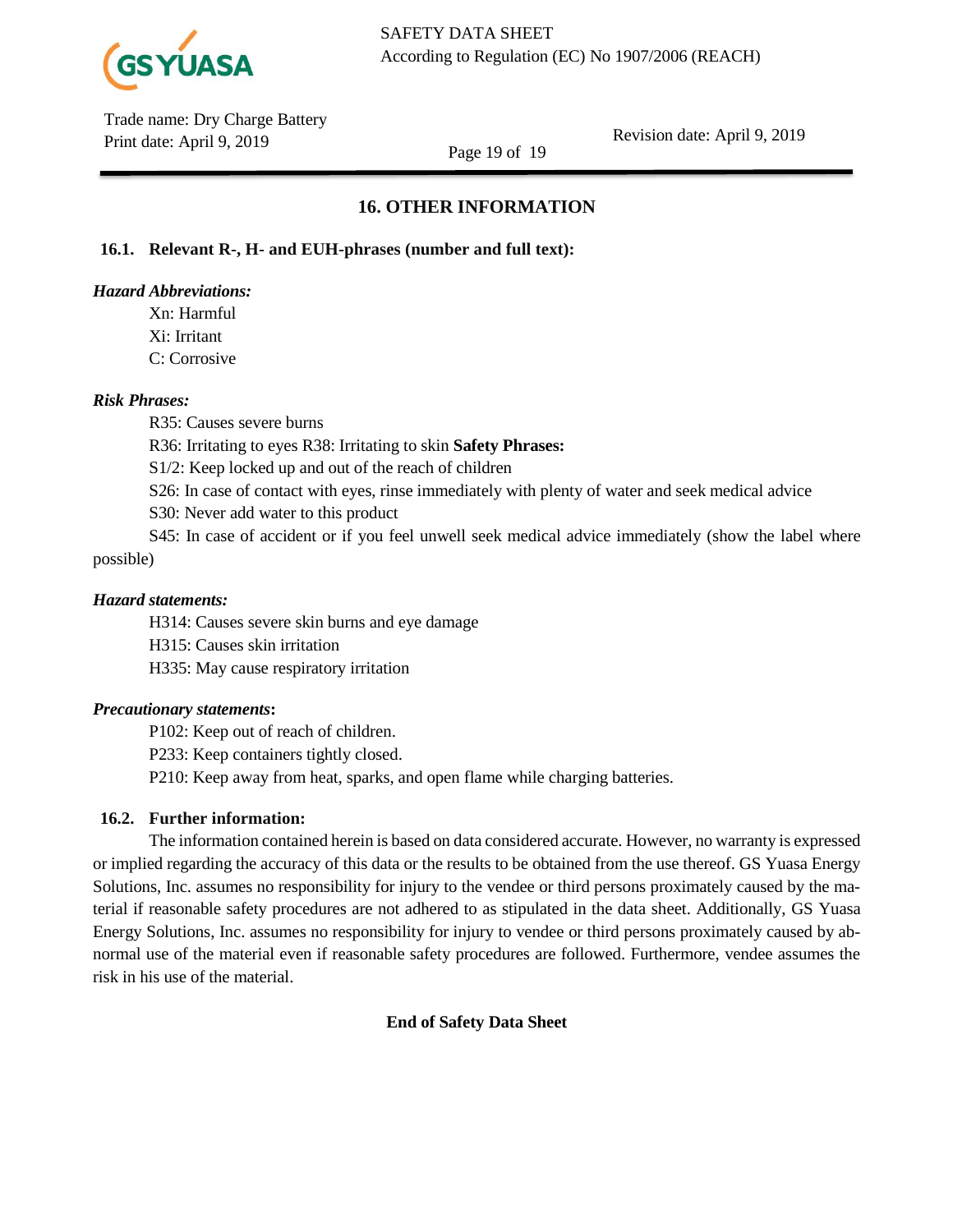## 16. OTHER INFORMATION

### 16.1. Relevant R-, H- and EUH-phrases (number and full text):

***Hazard Abbreviations:***

Xn: Harmful
Xi: Irritant
C: Corrosive

***Risk Phrases:***

R35: Causes severe burns
R36: Irritating to eyes R38: Irritating to skin **Safety Phrases:**
S1/2: Keep locked up and out of the reach of children
S26: In case of contact with eyes, rinse immediately with plenty of water and seek medical advice
S30: Never add water to this product
S45: In case of accident or if you feel unwell seek medical advice immediately (show the label where possible)

***Hazard statements:***

H314: Causes severe skin burns and eye damage
H315: Causes skin irritation
H335: May cause respiratory irritation

***Precautionary statements*:**

P102: Keep out of reach of children.
P233: Keep containers tightly closed.
P210: Keep away from heat, sparks, and open flame while charging batteries.

### 16.2. Further information:

The information contained herein is based on data considered accurate. However, no warranty is expressed or implied regarding the accuracy of this data or the results to be obtained from the use thereof. GS Yuasa Energy Solutions, Inc. assumes no responsibility for injury to the vendee or third persons proximately caused by the material if reasonable safety procedures are not adhered to as stipulated in the data sheet. Additionally, GS Yuasa Energy Solutions, Inc. assumes no responsibility for injury to vendee or third persons proximately caused by abnormal use of the material even if reasonable safety procedures are followed. Furthermore, vendee assumes the risk in his use of the material.

**End of Safety Data Sheet**